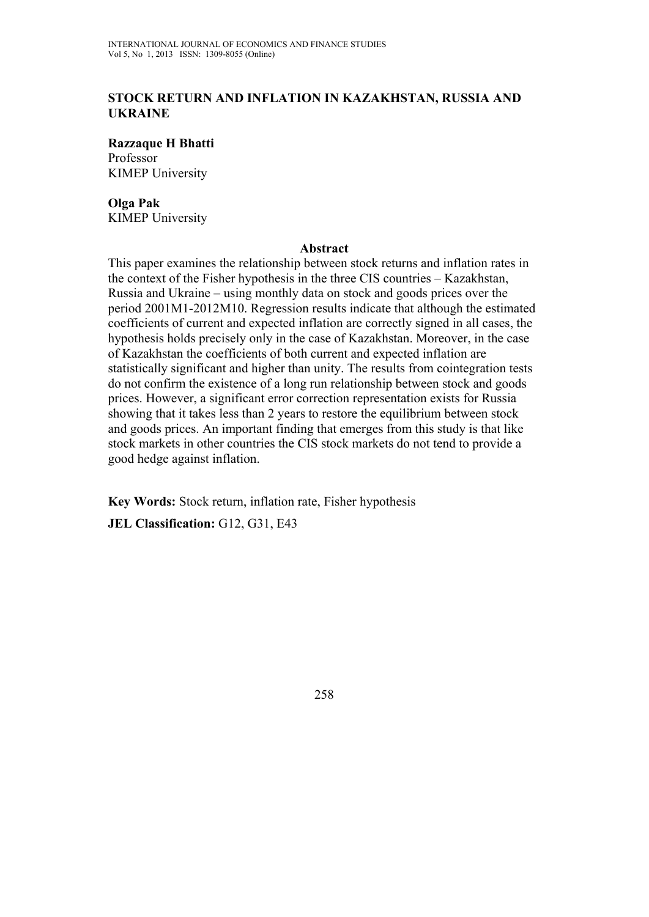# STOCK RETURN AND INFLATION IN KAZAKHSTAN, RUSSIA AND UKRAINE

**Razzaque H Bhatti**
Professor
KIMEP University

**Olga Pak**
KIMEP University

## Abstract

This paper examines the relationship between stock returns and inflation rates in the context of the Fisher hypothesis in the three CIS countries – Kazakhstan, Russia and Ukraine – using monthly data on stock and goods prices over the period 2001M1-2012M10. Regression results indicate that although the estimated coefficients of current and expected inflation are correctly signed in all cases, the hypothesis holds precisely only in the case of Kazakhstan. Moreover, in the case of Kazakhstan the coefficients of both current and expected inflation are statistically significant and higher than unity. The results from cointegration tests do not confirm the existence of a long run relationship between stock and goods prices. However, a significant error correction representation exists for Russia showing that it takes less than 2 years to restore the equilibrium between stock and goods prices. An important finding that emerges from this study is that like stock markets in other countries the CIS stock markets do not tend to provide a good hedge against inflation.

**Key Words:** Stock return, inflation rate, Fisher hypothesis

**JEL Classification:** G12, G31, E43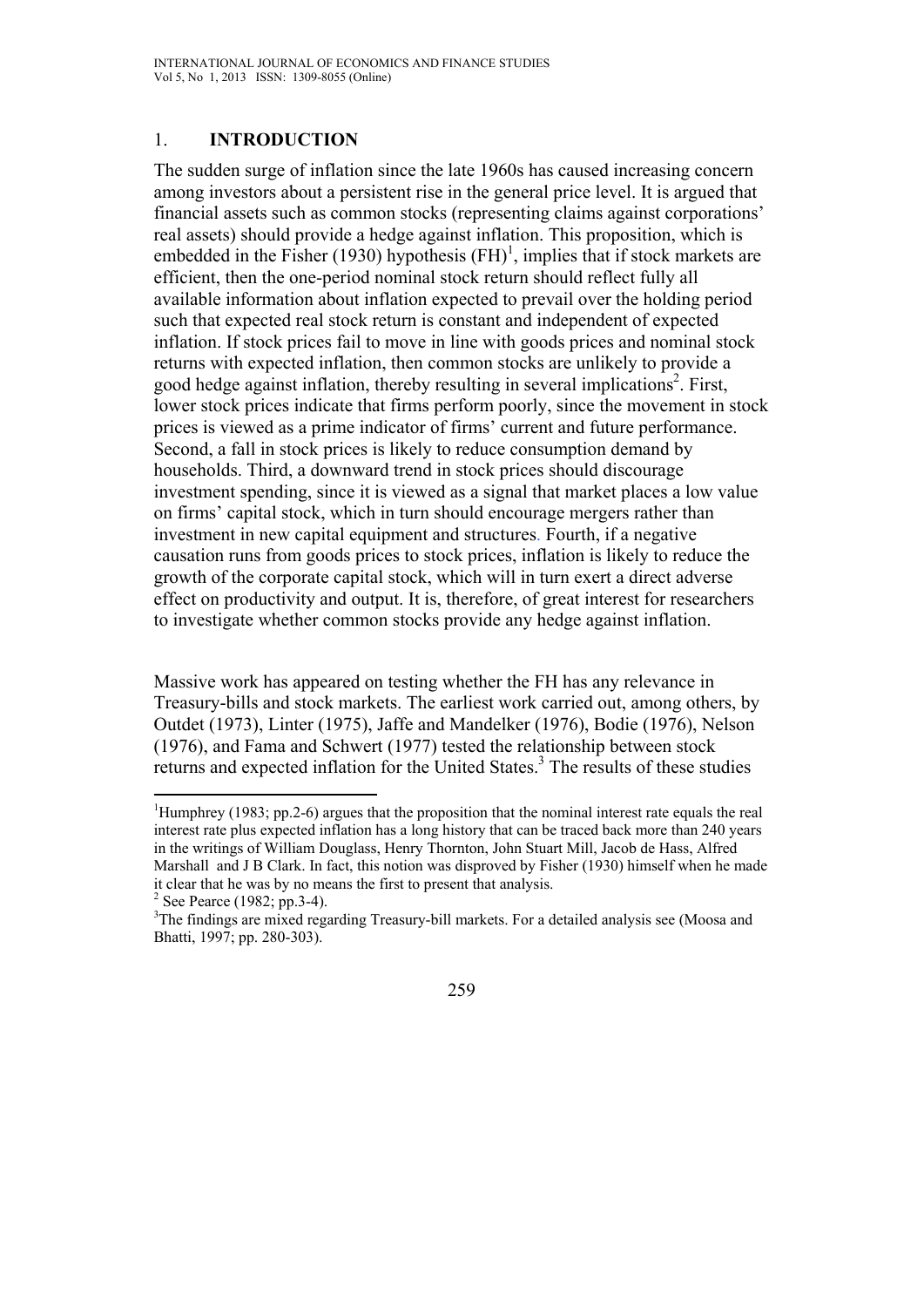## 1. INTRODUCTION

The sudden surge of inflation since the late 1960s has caused increasing concern among investors about a persistent rise in the general price level. It is argued that financial assets such as common stocks (representing claims against corporations' real assets) should provide a hedge against inflation. This proposition, which is embedded in the Fisher (1930) hypothesis (FH)[1], implies that if stock markets are efficient, then the one-period nominal stock return should reflect fully all available information about inflation expected to prevail over the holding period such that expected real stock return is constant and independent of expected inflation. If stock prices fail to move in line with goods prices and nominal stock returns with expected inflation, then common stocks are unlikely to provide a good hedge against inflation, thereby resulting in several implications[2]. First, lower stock prices indicate that firms perform poorly, since the movement in stock prices is viewed as a prime indicator of firms' current and future performance. Second, a fall in stock prices is likely to reduce consumption demand by households. Third, a downward trend in stock prices should discourage investment spending, since it is viewed as a signal that market places a low value on firms' capital stock, which in turn should encourage mergers rather than investment in new capital equipment and structures. Fourth, if a negative causation runs from goods prices to stock prices, inflation is likely to reduce the growth of the corporate capital stock, which will in turn exert a direct adverse effect on productivity and output. It is, therefore, of great interest for researchers to investigate whether common stocks provide any hedge against inflation.

Massive work has appeared on testing whether the FH has any relevance in Treasury-bills and stock markets. The earliest work carried out, among others, by Outdet (1973), Linter (1975), Jaffe and Mandelker (1976), Bodie (1976), Nelson (1976), and Fama and Schwert (1977) tested the relationship between stock returns and expected inflation for the United States.[3] The results of these studies

---

[1] Humphrey (1983; pp.2-6) argues that the proposition that the nominal interest rate equals the real interest rate plus expected inflation has a long history that can be traced back more than 240 years in the writings of William Douglass, Henry Thornton, John Stuart Mill, Jacob de Hass, Alfred Marshall and J B Clark. In fact, this notion was disproved by Fisher (1930) himself when he made it clear that he was by no means the first to present that analysis.

[2] See Pearce (1982; pp.3-4).

[3] The findings are mixed regarding Treasury-bill markets. For a detailed analysis see (Moosa and Bhatti, 1997; pp. 280-303).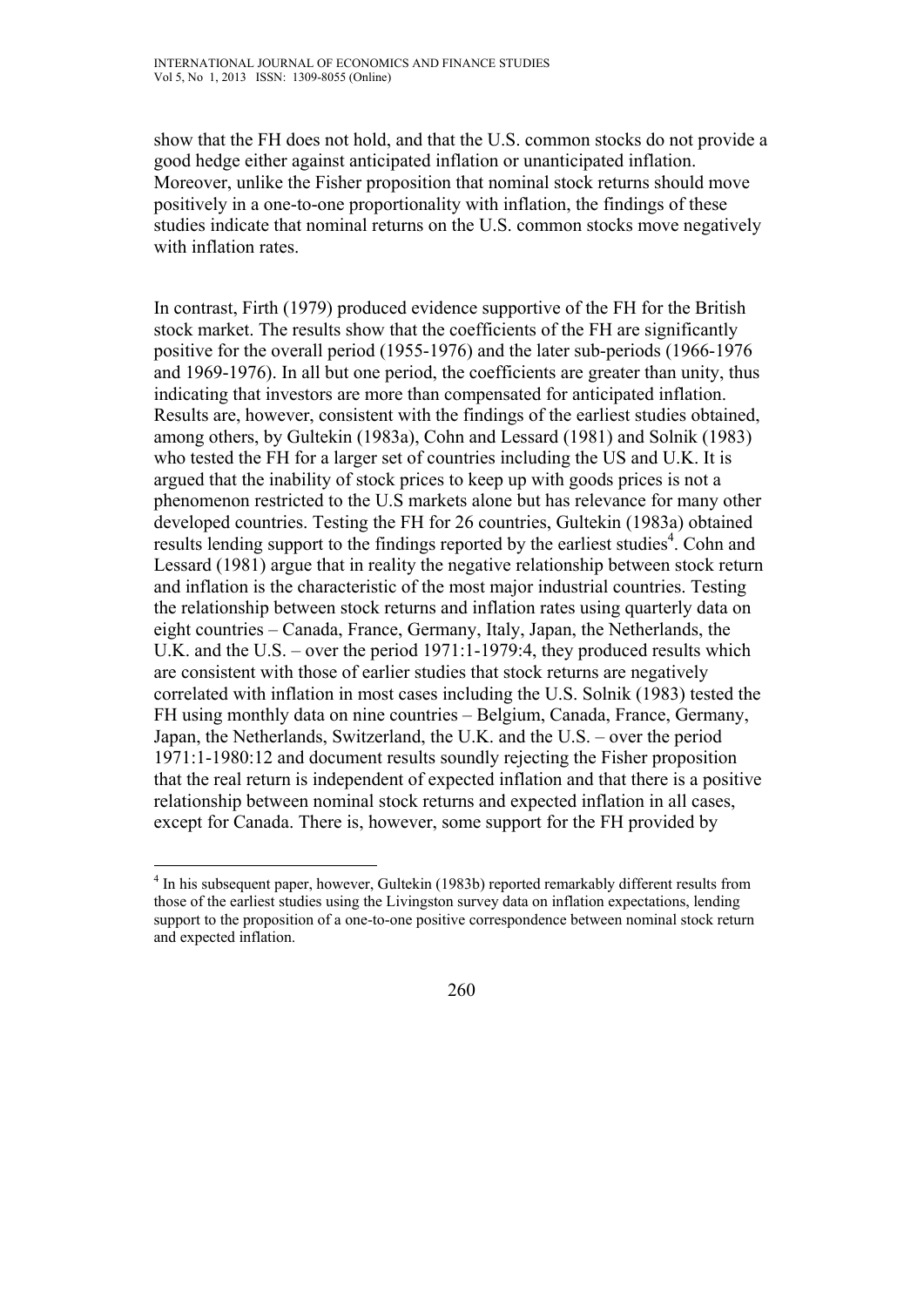show that the FH does not hold, and that the U.S. common stocks do not provide a good hedge either against anticipated inflation or unanticipated inflation. Moreover, unlike the Fisher proposition that nominal stock returns should move positively in a one-to-one proportionality with inflation, the findings of these studies indicate that nominal returns on the U.S. common stocks move negatively with inflation rates.

In contrast, Firth (1979) produced evidence supportive of the FH for the British stock market. The results show that the coefficients of the FH are significantly positive for the overall period (1955-1976) and the later sub-periods (1966-1976 and 1969-1976). In all but one period, the coefficients are greater than unity, thus indicating that investors are more than compensated for anticipated inflation. Results are, however, consistent with the findings of the earliest studies obtained, among others, by Gultekin (1983a), Cohn and Lessard (1981) and Solnik (1983) who tested the FH for a larger set of countries including the US and U.K. It is argued that the inability of stock prices to keep up with goods prices is not a phenomenon restricted to the U.S markets alone but has relevance for many other developed countries. Testing the FH for 26 countries, Gultekin (1983a) obtained results lending support to the findings reported by the earliest studies[4]. Cohn and Lessard (1981) argue that in reality the negative relationship between stock return and inflation is the characteristic of the most major industrial countries. Testing the relationship between stock returns and inflation rates using quarterly data on eight countries – Canada, France, Germany, Italy, Japan, the Netherlands, the U.K. and the U.S. – over the period 1971:1-1979:4, they produced results which are consistent with those of earlier studies that stock returns are negatively correlated with inflation in most cases including the U.S. Solnik (1983) tested the FH using monthly data on nine countries – Belgium, Canada, France, Germany, Japan, the Netherlands, Switzerland, the U.K. and the U.S. – over the period 1971:1-1980:12 and document results soundly rejecting the Fisher proposition that the real return is independent of expected inflation and that there is a positive relationship between nominal stock returns and expected inflation in all cases, except for Canada. There is, however, some support for the FH provided by

[4] In his subsequent paper, however, Gultekin (1983b) reported remarkably different results from those of the earliest studies using the Livingston survey data on inflation expectations, lending support to the proposition of a one-to-one positive correspondence between nominal stock return and expected inflation.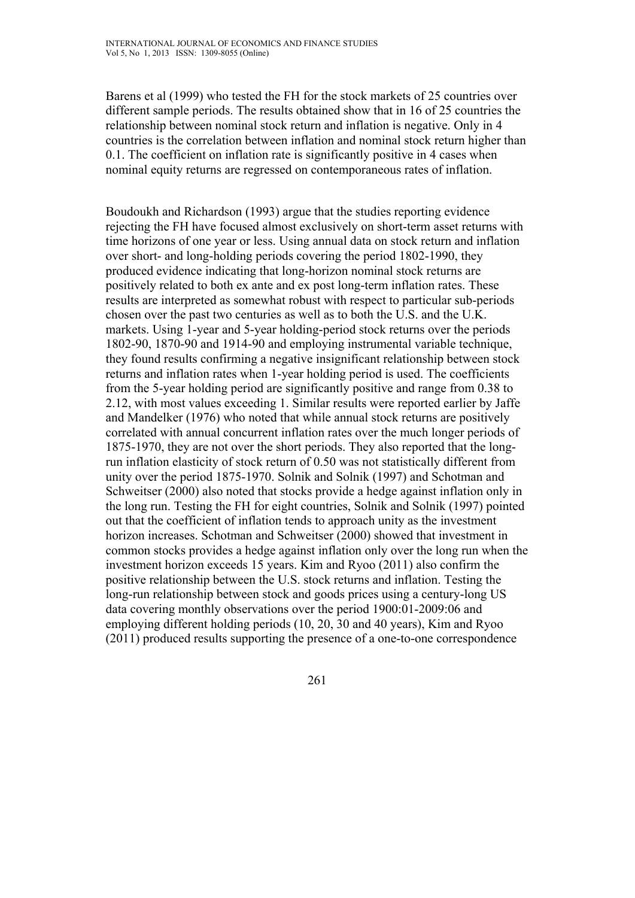Barens et al (1999) who tested the FH for the stock markets of 25 countries over different sample periods. The results obtained show that in 16 of 25 countries the relationship between nominal stock return and inflation is negative. Only in 4 countries is the correlation between inflation and nominal stock return higher than 0.1. The coefficient on inflation rate is significantly positive in 4 cases when nominal equity returns are regressed on contemporaneous rates of inflation.

Boudoukh and Richardson (1993) argue that the studies reporting evidence rejecting the FH have focused almost exclusively on short-term asset returns with time horizons of one year or less. Using annual data on stock return and inflation over short- and long-holding periods covering the period 1802-1990, they produced evidence indicating that long-horizon nominal stock returns are positively related to both ex ante and ex post long-term inflation rates. These results are interpreted as somewhat robust with respect to particular sub-periods chosen over the past two centuries as well as to both the U.S. and the U.K. markets. Using 1-year and 5-year holding-period stock returns over the periods 1802-90, 1870-90 and 1914-90 and employing instrumental variable technique, they found results confirming a negative insignificant relationship between stock returns and inflation rates when 1-year holding period is used. The coefficients from the 5-year holding period are significantly positive and range from 0.38 to 2.12, with most values exceeding 1. Similar results were reported earlier by Jaffe and Mandelker (1976) who noted that while annual stock returns are positively correlated with annual concurrent inflation rates over the much longer periods of 1875-1970, they are not over the short periods. They also reported that the long-run inflation elasticity of stock return of 0.50 was not statistically different from unity over the period 1875-1970. Solnik and Solnik (1997) and Schotman and Schweitser (2000) also noted that stocks provide a hedge against inflation only in the long run. Testing the FH for eight countries, Solnik and Solnik (1997) pointed out that the coefficient of inflation tends to approach unity as the investment horizon increases. Schotman and Schweitser (2000) showed that investment in common stocks provides a hedge against inflation only over the long run when the investment horizon exceeds 15 years. Kim and Ryoo (2011) also confirm the positive relationship between the U.S. stock returns and inflation. Testing the long-run relationship between stock and goods prices using a century-long US data covering monthly observations over the period 1900:01-2009:06 and employing different holding periods (10, 20, 30 and 40 years), Kim and Ryoo (2011) produced results supporting the presence of a one-to-one correspondence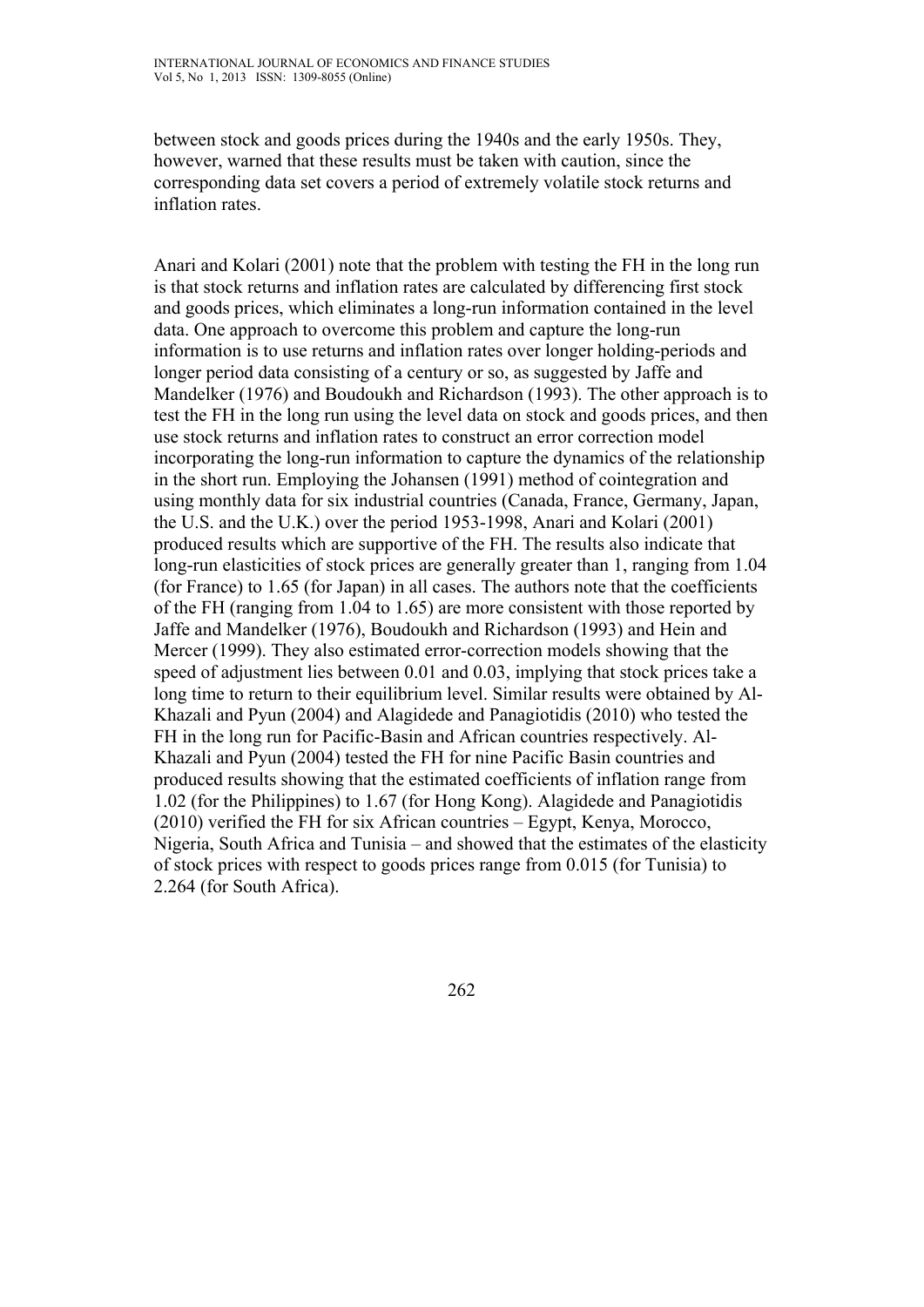between stock and goods prices during the 1940s and the early 1950s. They, however, warned that these results must be taken with caution, since the corresponding data set covers a period of extremely volatile stock returns and inflation rates.

Anari and Kolari (2001) note that the problem with testing the FH in the long run is that stock returns and inflation rates are calculated by differencing first stock and goods prices, which eliminates a long-run information contained in the level data. One approach to overcome this problem and capture the long-run information is to use returns and inflation rates over longer holding-periods and longer period data consisting of a century or so, as suggested by Jaffe and Mandelker (1976) and Boudoukh and Richardson (1993). The other approach is to test the FH in the long run using the level data on stock and goods prices, and then use stock returns and inflation rates to construct an error correction model incorporating the long-run information to capture the dynamics of the relationship in the short run. Employing the Johansen (1991) method of cointegration and using monthly data for six industrial countries (Canada, France, Germany, Japan, the U.S. and the U.K.) over the period 1953-1998, Anari and Kolari (2001) produced results which are supportive of the FH. The results also indicate that long-run elasticities of stock prices are generally greater than 1, ranging from 1.04 (for France) to 1.65 (for Japan) in all cases. The authors note that the coefficients of the FH (ranging from 1.04 to 1.65) are more consistent with those reported by Jaffe and Mandelker (1976), Boudoukh and Richardson (1993) and Hein and Mercer (1999). They also estimated error-correction models showing that the speed of adjustment lies between 0.01 and 0.03, implying that stock prices take a long time to return to their equilibrium level. Similar results were obtained by Al-Khazali and Pyun (2004) and Alagidede and Panagiotidis (2010) who tested the FH in the long run for Pacific-Basin and African countries respectively. Al-Khazali and Pyun (2004) tested the FH for nine Pacific Basin countries and produced results showing that the estimated coefficients of inflation range from 1.02 (for the Philippines) to 1.67 (for Hong Kong). Alagidede and Panagiotidis (2010) verified the FH for six African countries – Egypt, Kenya, Morocco, Nigeria, South Africa and Tunisia – and showed that the estimates of the elasticity of stock prices with respect to goods prices range from 0.015 (for Tunisia) to 2.264 (for South Africa).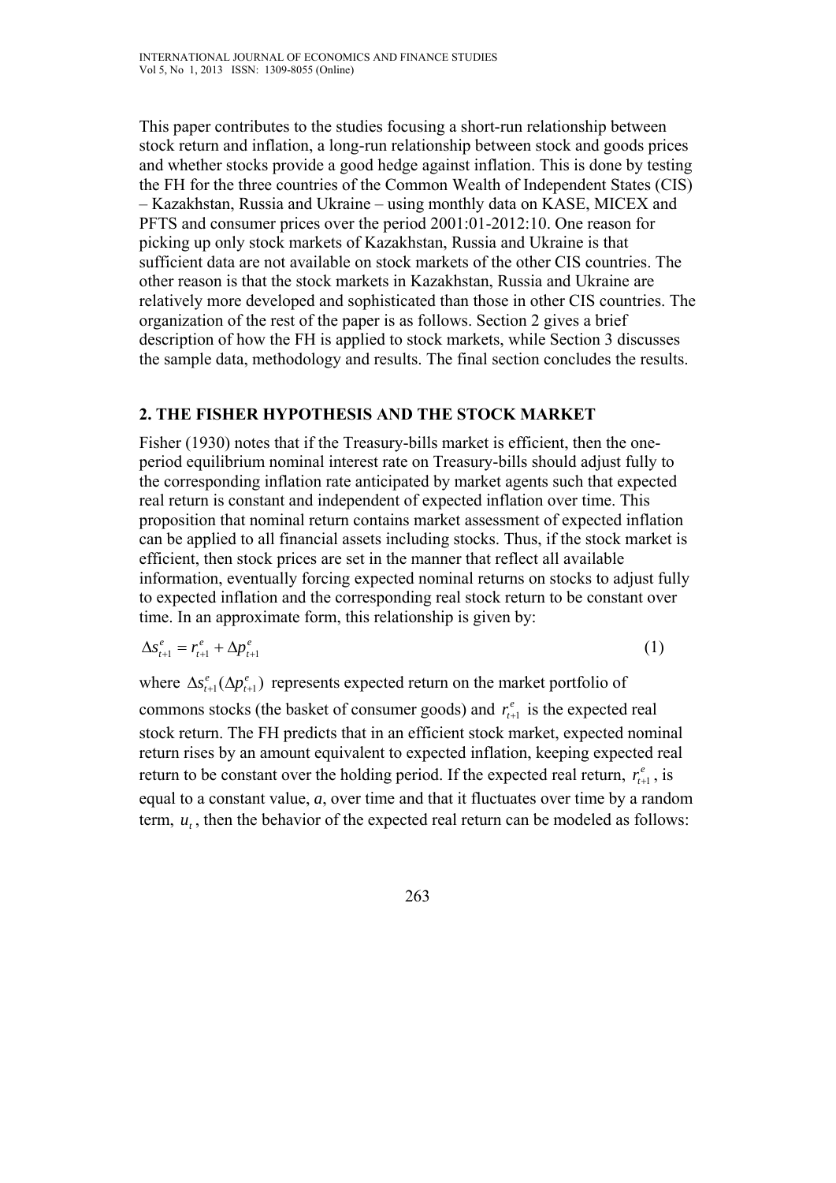This paper contributes to the studies focusing a short-run relationship between stock return and inflation, a long-run relationship between stock and goods prices and whether stocks provide a good hedge against inflation. This is done by testing the FH for the three countries of the Common Wealth of Independent States (CIS) – Kazakhstan, Russia and Ukraine – using monthly data on KASE, MICEX and PFTS and consumer prices over the period 2001:01-2012:10. One reason for picking up only stock markets of Kazakhstan, Russia and Ukraine is that sufficient data are not available on stock markets of the other CIS countries. The other reason is that the stock markets in Kazakhstan, Russia and Ukraine are relatively more developed and sophisticated than those in other CIS countries. The organization of the rest of the paper is as follows. Section 2 gives a brief description of how the FH is applied to stock markets, while Section 3 discusses the sample data, methodology and results. The final section concludes the results.

## 2. THE FISHER HYPOTHESIS AND THE STOCK MARKET

Fisher (1930) notes that if the Treasury-bills market is efficient, then the one-period equilibrium nominal interest rate on Treasury-bills should adjust fully to the corresponding inflation rate anticipated by market agents such that expected real return is constant and independent of expected inflation over time. This proposition that nominal return contains market assessment of expected inflation can be applied to all financial assets including stocks. Thus, if the stock market is efficient, then stock prices are set in the manner that reflect all available information, eventually forcing expected nominal returns on stocks to adjust fully to expected inflation and the corresponding real stock return to be constant over time. In an approximate form, this relationship is given by:

$$\Delta s_{t+1}^{e} = r_{t+1}^{e} + \Delta p_{t+1}^{e} \tag{1}$$

where $\Delta s_{t+1}^{e}(\Delta p_{t+1}^{e})$ represents expected return on the market portfolio of commons stocks (the basket of consumer goods) and $r_{t+1}^{e}$ is the expected real stock return. The FH predicts that in an efficient stock market, expected nominal return rises by an amount equivalent to expected inflation, keeping expected real return to be constant over the holding period. If the expected real return, $r_{t+1}^{e}$, is equal to a constant value, *a*, over time and that it fluctuates over time by a random term, $u_t$, then the behavior of the expected real return can be modeled as follows: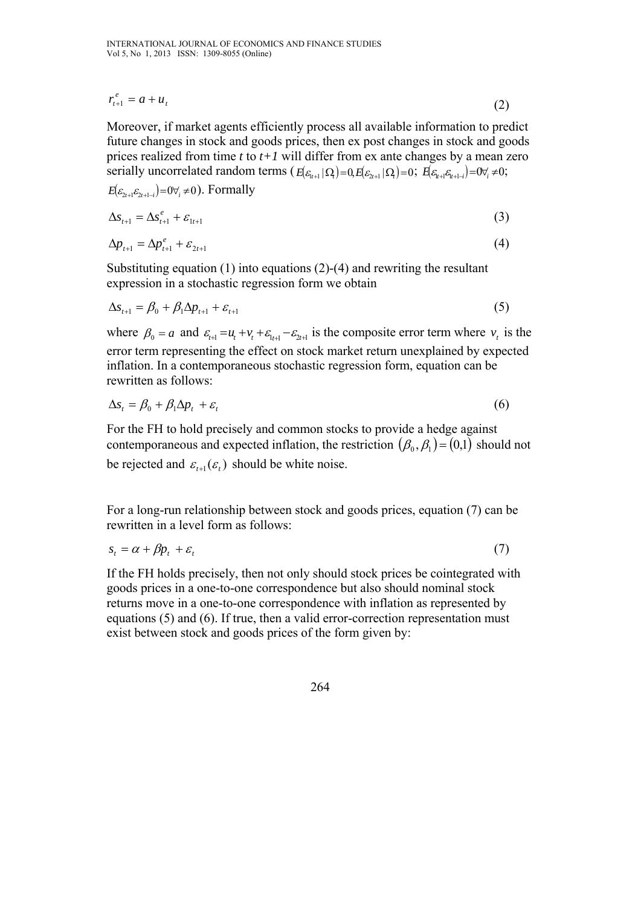$$r_{t+1}^{e} = a + u_t \tag{2}$$

Moreover, if market agents efficiently process all available information to predict future changes in stock and goods prices, then ex post changes in stock and goods prices realized from time *t* to *t+1* will differ from ex ante changes by a mean zero serially uncorrelated random terms ($E(\varepsilon_{1t+1} | \Omega_t) = 0, E(\varepsilon_{2t+1} | \Omega_t) = 0$; $E(\varepsilon_{1t+1}\varepsilon_{1t+1-i}) = 0 \forall_i \neq 0$; $E(\varepsilon_{2t+1}\varepsilon_{2t+1-i}) = 0 \forall_i \neq 0$). Formally

$$\Delta s_{t+1} = \Delta s_{t+1}^{e} + \varepsilon_{1t+1} \tag{3}$$

$$\Delta p_{t+1} = \Delta p_{t+1}^{e} + \varepsilon_{2t+1} \tag{4}$$

Substituting equation (1) into equations (2)-(4) and rewriting the resultant expression in a stochastic regression form we obtain

$$\Delta s_{t+1} = \beta_0 + \beta_1 \Delta p_{t+1} + \varepsilon_{t+1} \tag{5}$$

where $\beta_0 = a$ and $\varepsilon_{t+1} = u_t + v_t + \varepsilon_{1t+1} - \varepsilon_{2t+1}$ is the composite error term where $v_t$ is the error term representing the effect on stock market return unexplained by expected inflation. In a contemporaneous stochastic regression form, equation can be rewritten as follows:

$$\Delta s_t = \beta_0 + \beta_1 \Delta p_t + \varepsilon_t \tag{6}$$

For the FH to hold precisely and common stocks to provide a hedge against contemporaneous and expected inflation, the restriction $(\beta_0, \beta_1) = (0,1)$ should not be rejected and $\varepsilon_{t+1}(\varepsilon_t)$ should be white noise.

For a long-run relationship between stock and goods prices, equation (7) can be rewritten in a level form as follows:

$$s_t = \alpha + \beta p_t + \varepsilon_t \tag{7}$$

If the FH holds precisely, then not only should stock prices be cointegrated with goods prices in a one-to-one correspondence but also should nominal stock returns move in a one-to-one correspondence with inflation as represented by equations (5) and (6). If true, then a valid error-correction representation must exist between stock and goods prices of the form given by: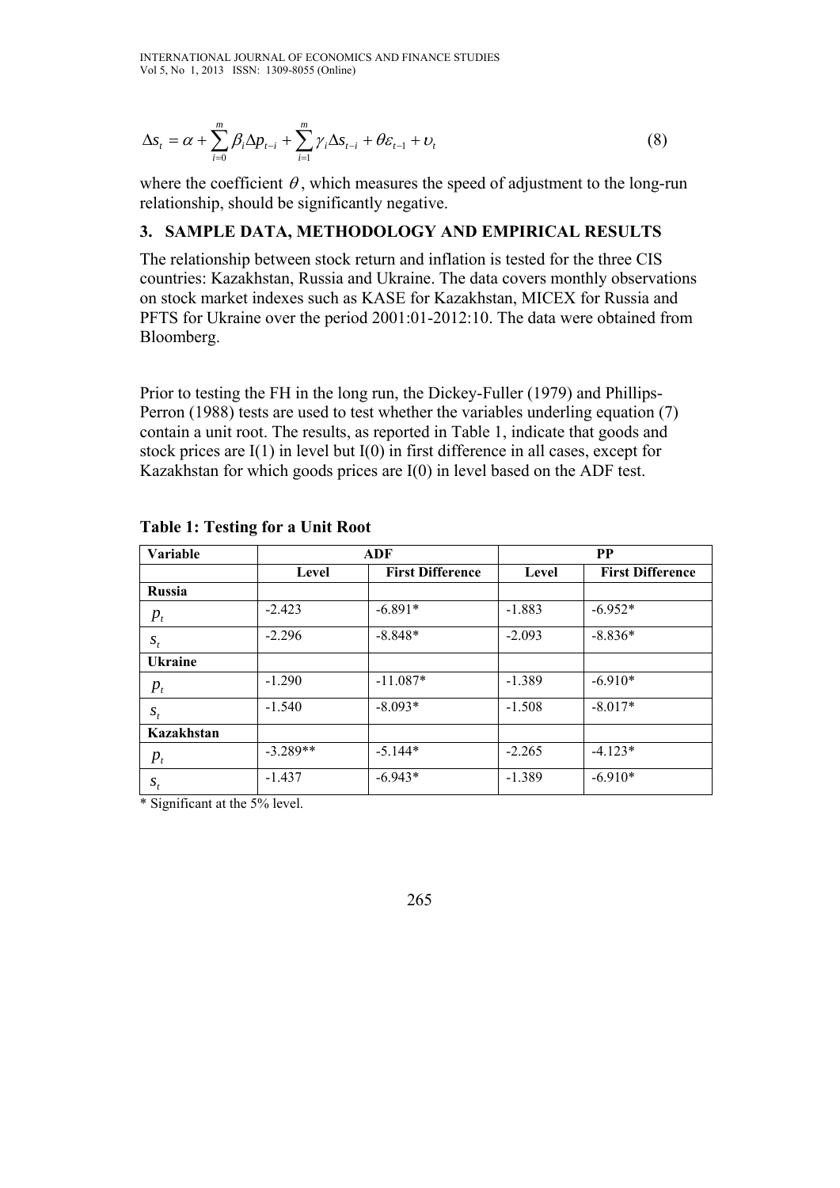$$\Delta s_t = \alpha + \sum_{i=0}^{m} \beta_i \Delta p_{t-i} + \sum_{i=1}^{m} \gamma_i \Delta s_{t-i} + \theta \varepsilon_{t-1} + \upsilon_t \tag{8}$$

where the coefficient $\theta$, which measures the speed of adjustment to the long-run relationship, should be significantly negative.

## 3. SAMPLE DATA, METHODOLOGY AND EMPIRICAL RESULTS

The relationship between stock return and inflation is tested for the three CIS countries: Kazakhstan, Russia and Ukraine. The data covers monthly observations on stock market indexes such as KASE for Kazakhstan, MICEX for Russia and PFTS for Ukraine over the period 2001:01-2012:10. The data were obtained from Bloomberg.

Prior to testing the FH in the long run, the Dickey-Fuller (1979) and Phillips-Perron (1988) tests are used to test whether the variables underling equation (7) contain a unit root. The results, as reported in Table 1, indicate that goods and stock prices are I(1) in level but I(0) in first difference in all cases, except for Kazakhstan for which goods prices are I(0) in level based on the ADF test.

**Table 1: Testing for a Unit Root**

| Variable | ADF | | PP | |
|---|---|---|---|---|
| | Level | First Difference | Level | First Difference |
| **Russia** | | | | |
| $p_t$ | -2.423 | -6.891* | -1.883 | -6.952* |
| $s_t$ | -2.296 | -8.848* | -2.093 | -8.836* |
| **Ukraine** | | | | |
| $p_t$ | -1.290 | -11.087* | -1.389 | -6.910* |
| $s_t$ | -1.540 | -8.093* | -1.508 | -8.017* |
| **Kazakhstan** | | | | |
| $p_t$ | -3.289** | -5.144* | -2.265 | -4.123* |
| $s_t$ | -1.437 | -6.943* | -1.389 | -6.910* |

* Significant at the 5% level.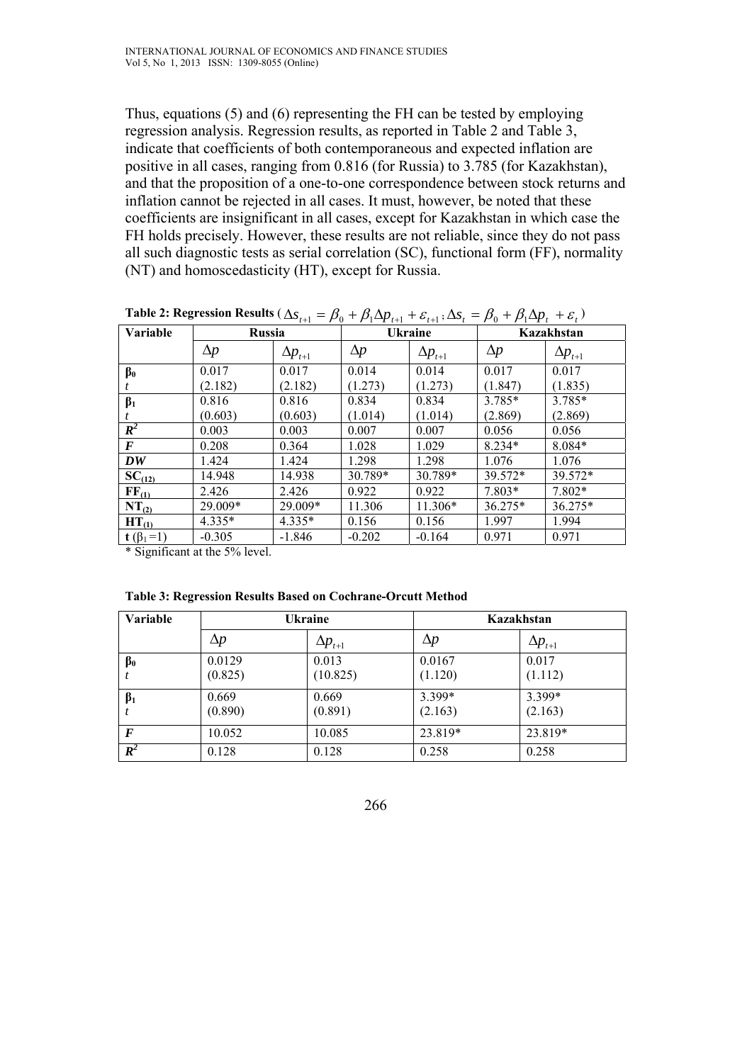Thus, equations (5) and (6) representing the FH can be tested by employing regression analysis. Regression results, as reported in Table 2 and Table 3, indicate that coefficients of both contemporaneous and expected inflation are positive in all cases, ranging from 0.816 (for Russia) to 3.785 (for Kazakhstan), and that the proposition of a one-to-one correspondence between stock returns and inflation cannot be rejected in all cases. It must, however, be noted that these coefficients are insignificant in all cases, except for Kazakhstan in which case the FH holds precisely. However, these results are not reliable, since they do not pass all such diagnostic tests as serial correlation (SC), functional form (FF), normality (NT) and homoscedasticity (HT), except for Russia.

**Table 2: Regression Results** ($\Delta s_{t+1} = \beta_0 + \beta_1 \Delta p_{t+1} + \varepsilon_{t+1}; \Delta s_t = \beta_0 + \beta_1 \Delta p_t + \varepsilon_t$)

| Variable | Russia | | Ukraine | | Kazakhstan | |
|---|---|---|---|---|---|---|
| | $\Delta p$ | $\Delta p_{t+1}$ | $\Delta p$ | $\Delta p_{t+1}$ | $\Delta p$ | $\Delta p_{t+1}$ |
| $\beta_0$ | 0.017 | 0.017 | 0.014 | 0.014 | 0.017 | 0.017 |
| $t$ | (2.182) | (2.182) | (1.273) | (1.273) | (1.847) | (1.835) |
| $\beta_1$ | 0.816 | 0.816 | 0.834 | 0.834 | 3.785* | 3.785* |
| $t$ | (0.603) | (0.603) | (1.014) | (1.014) | (2.869) | (2.869) |
| $R^2$ | 0.003 | 0.003 | 0.007 | 0.007 | 0.056 | 0.056 |
| $F$ | 0.208 | 0.364 | 1.028 | 1.029 | 8.234* | 8.084* |
| $DW$ | 1.424 | 1.424 | 1.298 | 1.298 | 1.076 | 1.076 |
| $SC_{(12)}$ | 14.948 | 14.938 | 30.789* | 30.789* | 39.572* | 39.572* |
| $FF_{(1)}$ | 2.426 | 2.426 | 0.922 | 0.922 | 7.803* | 7.802* |
| $NT_{(2)}$ | 29.009* | 29.009* | 11.306 | 11.306* | 36.275* | 36.275* |
| $HT_{(1)}$ | 4.335* | 4.335* | 0.156 | 0.156 | 1.997 | 1.994 |
| $t$ ($\beta_1$=1) | -0.305 | -1.846 | -0.202 | -0.164 | 0.971 | 0.971 |

\* Significant at the 5% level.

**Table 3: Regression Results Based on Cochrane-Orcutt Method**

| Variable | Ukraine | | Kazakhstan | |
|---|---|---|---|---|
| | $\Delta p$ | $\Delta p_{t+1}$ | $\Delta p$ | $\Delta p_{t+1}$ |
| $\beta_0$ | 0.0129 | 0.013 | 0.0167 | 0.017 |
| $t$ | (0.825) | (10.825) | (1.120) | (1.112) |
| $\beta_1$ | 0.669 | 0.669 | 3.399* | 3.399* |
| $t$ | (0.890) | (0.891) | (2.163) | (2.163) |
| $F$ | 10.052 | 10.085 | 23.819* | 23.819* |
| $R^2$ | 0.128 | 0.128 | 0.258 | 0.258 |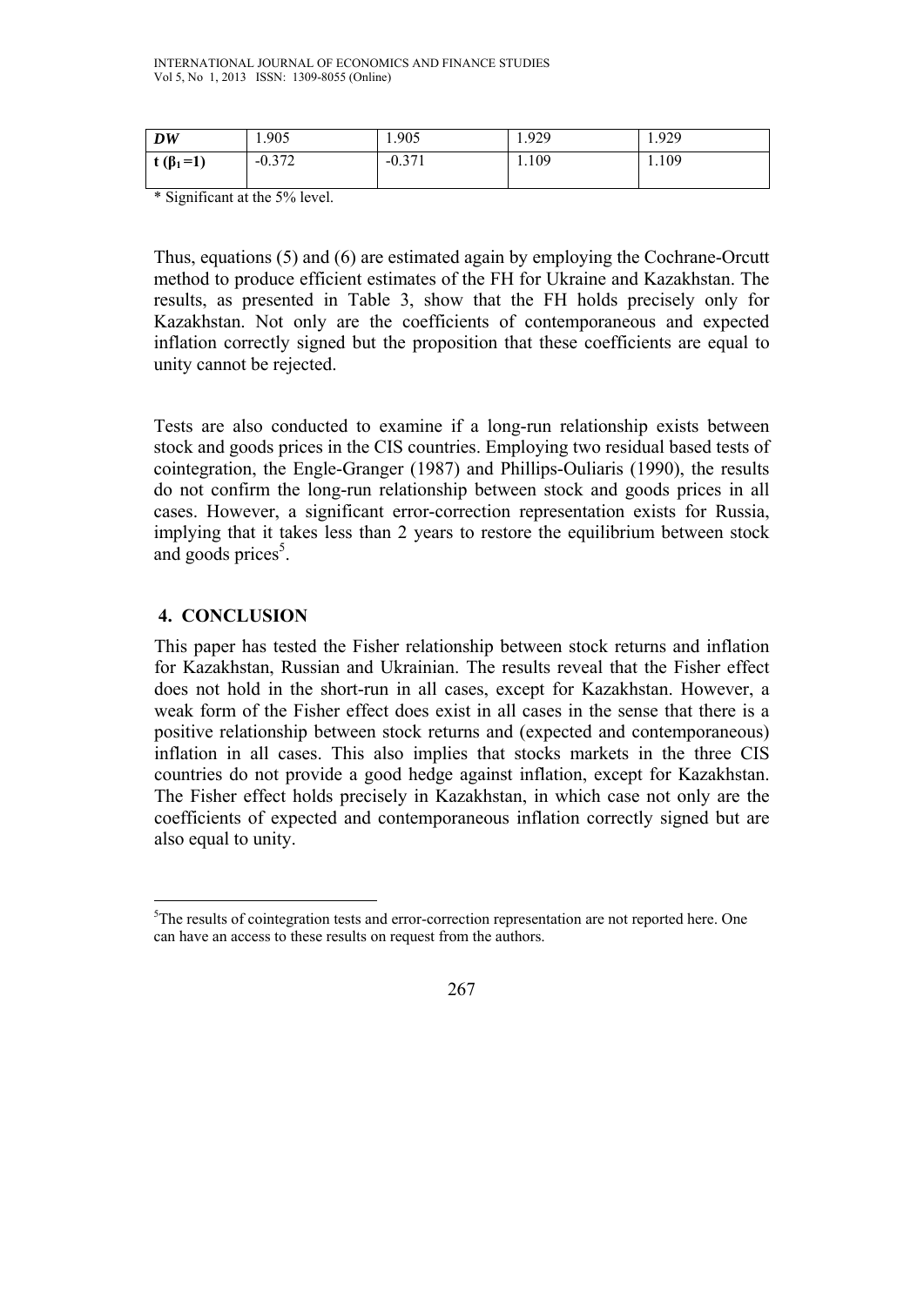| ***DW*** | 1.905 | 1.905 | 1.929 | 1.929 |
|---|---|---|---|---|
| **t ($\beta_1$=1)** | -0.372 | -0.371 | 1.109 | 1.109 |

\* Significant at the 5% level.

Thus, equations (5) and (6) are estimated again by employing the Cochrane-Orcutt method to produce efficient estimates of the FH for Ukraine and Kazakhstan. The results, as presented in Table 3, show that the FH holds precisely only for Kazakhstan. Not only are the coefficients of contemporaneous and expected inflation correctly signed but the proposition that these coefficients are equal to unity cannot be rejected.

Tests are also conducted to examine if a long-run relationship exists between stock and goods prices in the CIS countries. Employing two residual based tests of cointegration, the Engle-Granger (1987) and Phillips-Ouliaris (1990), the results do not confirm the long-run relationship between stock and goods prices in all cases. However, a significant error-correction representation exists for Russia, implying that it takes less than 2 years to restore the equilibrium between stock and goods prices[5].

## 4. CONCLUSION

This paper has tested the Fisher relationship between stock returns and inflation for Kazakhstan, Russian and Ukrainian. The results reveal that the Fisher effect does not hold in the short-run in all cases, except for Kazakhstan. However, a weak form of the Fisher effect does exist in all cases in the sense that there is a positive relationship between stock returns and (expected and contemporaneous) inflation in all cases. This also implies that stocks markets in the three CIS countries do not provide a good hedge against inflation, except for Kazakhstan. The Fisher effect holds precisely in Kazakhstan, in which case not only are the coefficients of expected and contemporaneous inflation correctly signed but are also equal to unity.

[5]The results of cointegration tests and error-correction representation are not reported here. One can have an access to these results on request from the authors.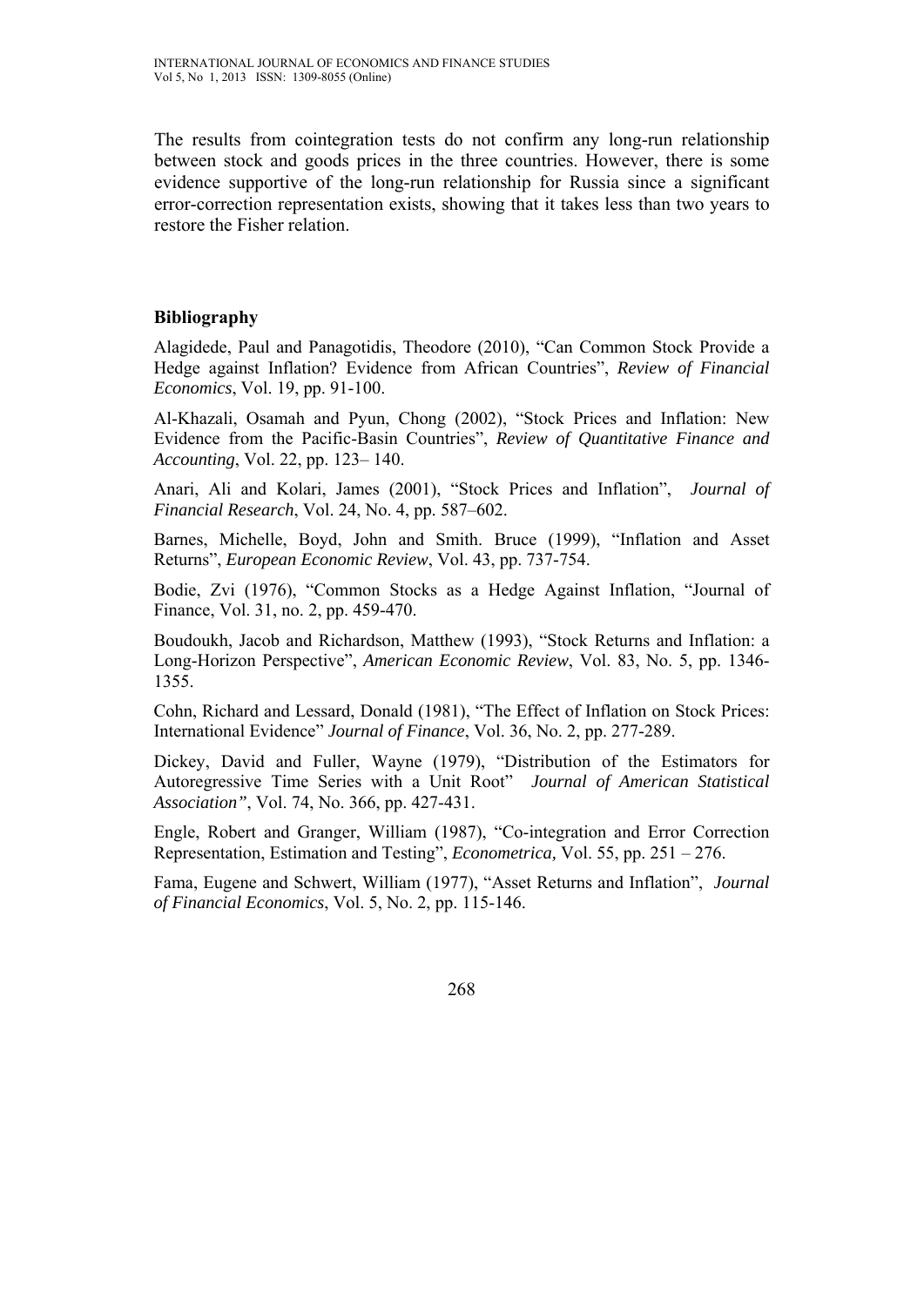The results from cointegration tests do not confirm any long-run relationship between stock and goods prices in the three countries. However, there is some evidence supportive of the long-run relationship for Russia since a significant error-correction representation exists, showing that it takes less than two years to restore the Fisher relation.

## Bibliography

Alagidede, Paul and Panagotidis, Theodore (2010), "Can Common Stock Provide a Hedge against Inflation? Evidence from African Countries", *Review of Financial Economics*, Vol. 19, pp. 91-100.

Al-Khazali, Osamah and Pyun, Chong (2002), "Stock Prices and Inflation: New Evidence from the Pacific-Basin Countries", *Review of Quantitative Finance and Accounting*, Vol. 22, pp. 123– 140.

Anari, Ali and Kolari, James (2001), "Stock Prices and Inflation", *Journal of Financial Research*, Vol. 24, No. 4, pp. 587–602.

Barnes, Michelle, Boyd, John and Smith. Bruce (1999), "Inflation and Asset Returns", *European Economic Review*, Vol. 43, pp. 737-754.

Bodie, Zvi (1976), "Common Stocks as a Hedge Against Inflation, "Journal of Finance, Vol. 31, no. 2, pp. 459-470.

Boudoukh, Jacob and Richardson, Matthew (1993), "Stock Returns and Inflation: a Long-Horizon Perspective", *American Economic Review*, Vol. 83, No. 5, pp. 1346-1355.

Cohn, Richard and Lessard, Donald (1981), "The Effect of Inflation on Stock Prices: International Evidence" *Journal of Finance*, Vol. 36, No. 2, pp. 277-289.

Dickey, David and Fuller, Wayne (1979), "Distribution of the Estimators for Autoregressive Time Series with a Unit Root" *Journal of American Statistical Association"*, Vol. 74, No. 366, pp. 427-431.

Engle, Robert and Granger, William (1987), "Co-integration and Error Correction Representation, Estimation and Testing", *Econometrica,* Vol. 55, pp. 251 – 276.

Fama, Eugene and Schwert, William (1977), "Asset Returns and Inflation", *Journal of Financial Economics*, Vol. 5, No. 2, pp. 115-146.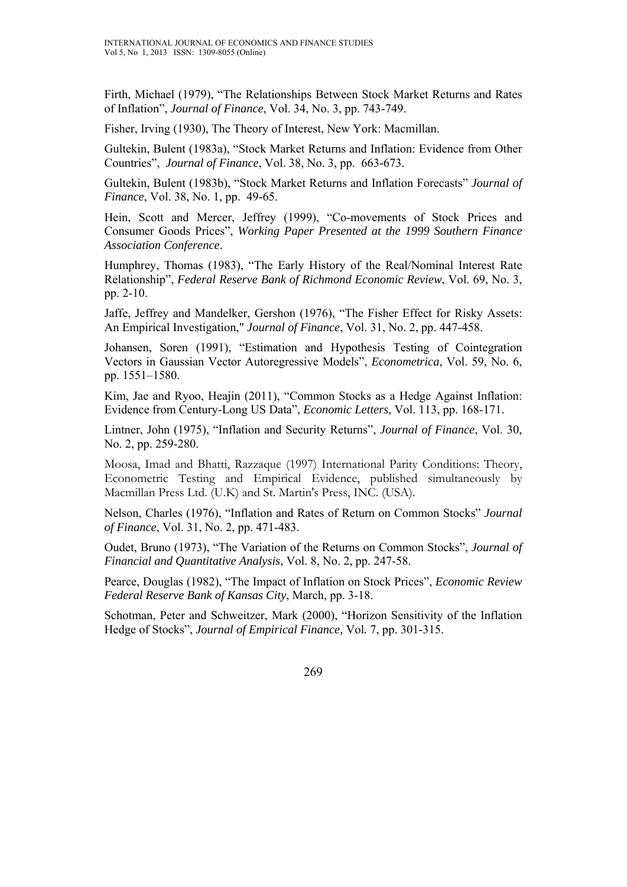Firth, Michael (1979), "The Relationships Between Stock Market Returns and Rates of Inflation", *Journal of Finance*, Vol. 34, No. 3, pp. 743-749.

Fisher, Irving (1930), The Theory of Interest, New York: Macmillan.

Gultekin, Bulent (1983a), "Stock Market Returns and Inflation: Evidence from Other Countries", *Journal of Finance*, Vol. 38, No. 3, pp. 663-673.

Gultekin, Bulent (1983b), "Stock Market Returns and Inflation Forecasts" *Journal of Finance*, Vol. 38, No. 1, pp. 49-65.

Hein, Scott and Mercer, Jeffrey (1999), "Co-movements of Stock Prices and Consumer Goods Prices", *Working Paper Presented at the 1999 Southern Finance Association Conference*.

Humphrey, Thomas (1983), "The Early History of the Real/Nominal Interest Rate Relationship", *Federal Reserve Bank of Richmond Economic Review*, Vol. 69, No. 3, pp. 2-10.

Jaffe, Jeffrey and Mandelker, Gershon (1976), "The Fisher Effect for Risky Assets: An Empirical Investigation," *Journal of Finance*, Vol. 31, No. 2, pp. 447-458.

Johansen, Soren (1991), "Estimation and Hypothesis Testing of Cointegration Vectors in Gaussian Vector Autoregressive Models", *Econometrica*, Vol. 59, No. 6, pp. 1551–1580.

Kim, Jae and Ryoo, Heajin (2011), "Common Stocks as a Hedge Against Inflation: Evidence from Century-Long US Data", *Economic Letters*, Vol. 113, pp. 168-171.

Lintner, John (1975), "Inflation and Security Returns", *Journal of Finance*, Vol. 30, No. 2, pp. 259-280.

Moosa, Imad and Bhatti, Razzaque (1997) International Parity Conditions: Theory, Econometric Testing and Empirical Evidence, published simultaneously by Macmillan Press Ltd. (U.K) and St. Martin's Press, INC. (USA).

Nelson, Charles (1976), "Inflation and Rates of Return on Common Stocks" *Journal of Finance*, Vol. 31, No. 2, pp. 471-483.

Oudet, Bruno (1973), "The Variation of the Returns on Common Stocks", *Journal of Financial and Quantitative Analysis*, Vol. 8, No. 2, pp. 247-58.

Pearce, Douglas (1982), "The Impact of Inflation on Stock Prices", *Economic Review Federal Reserve Bank of Kansas City*, March, pp. 3-18.

Schotman, Peter and Schweitzer, Mark (2000), "Horizon Sensitivity of the Inflation Hedge of Stocks", *Journal of Empirical Finance,* Vol. 7, pp. 301-315.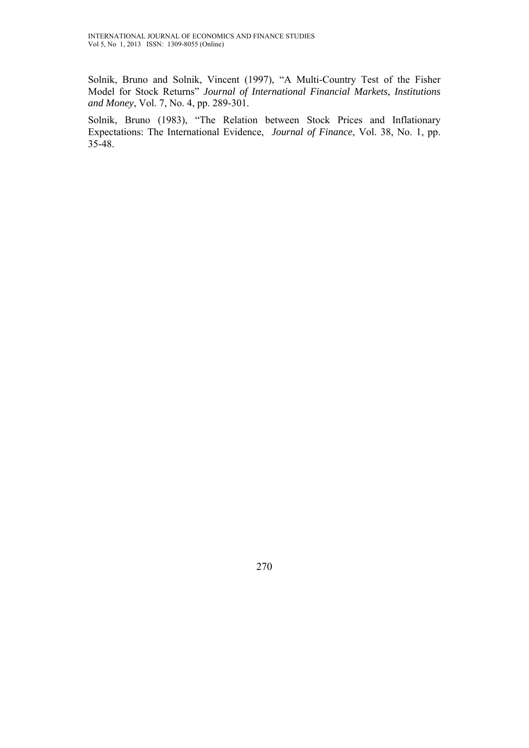Solnik, Bruno and Solnik, Vincent (1997), "A Multi-Country Test of the Fisher Model for Stock Returns" *Journal of International Financial Markets, Institutions and Money*, Vol. 7, No. 4, pp. 289-301.

Solnik, Bruno (1983), "The Relation between Stock Prices and Inflationary Expectations: The International Evidence, *Journal of Finance*, Vol. 38, No. 1, pp. 35-48.